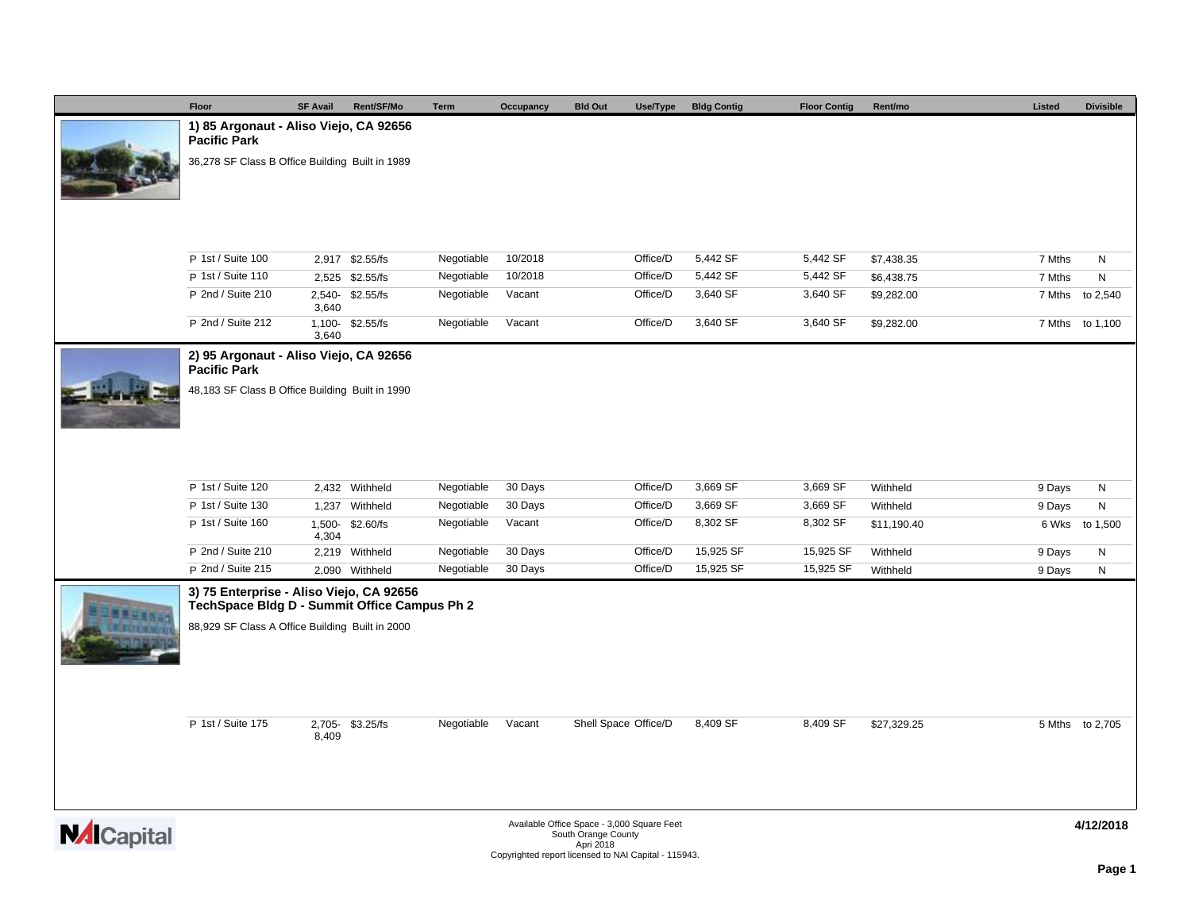| Floor | SF Avail | Rent/SF/Mo | Term | Occupancy | Bld Out | Use/Type | Bldg Contig | Floor Contig | Rent/mo | Listed | Divisible |
|---|---|---|---|---|---|---|---|---|---|---|---|
| **1) 85 Argonaut - Aliso Viejo, CA 92656** | | | | | | | | | | | |
| **Pacific Park** | | | | | | | | | | | |
| 36,278 SF Class B Office Building Built in 1989 | | | | | | | | | | | |
| P 1st / Suite 100 | 2,917 | $2.55/fs | Negotiable | 10/2018 | | Office/D | 5,442 SF | 5,442 SF | $7,438.35 | 7 Mths | N |
| P 1st / Suite 110 | 2,525 | $2.55/fs | Negotiable | 10/2018 | | Office/D | 5,442 SF | 5,442 SF | $6,438.75 | 7 Mths | N |
| P 2nd / Suite 210 | 2,540- 3,640 | $2.55/fs | Negotiable | Vacant | | Office/D | 3,640 SF | 3,640 SF | $9,282.00 | 7 Mths | to 2,540 |
| P 2nd / Suite 212 | 1,100- 3,640 | $2.55/fs | Negotiable | Vacant | | Office/D | 3,640 SF | 3,640 SF | $9,282.00 | 7 Mths | to 1,100 |
| **2) 95 Argonaut - Aliso Viejo, CA 92656** | | | | | | | | | | | |
| **Pacific Park** | | | | | | | | | | | |
| 48,183 SF Class B Office Building Built in 1990 | | | | | | | | | | | |
| P 1st / Suite 120 | 2,432 | Withheld | Negotiable | 30 Days | | Office/D | 3,669 SF | 3,669 SF | Withheld | 9 Days | N |
| P 1st / Suite 130 | 1,237 | Withheld | Negotiable | 30 Days | | Office/D | 3,669 SF | 3,669 SF | Withheld | 9 Days | N |
| P 1st / Suite 160 | 1,500- 4,304 | $2.60/fs | Negotiable | Vacant | | Office/D | 8,302 SF | 8,302 SF | $11,190.40 | 6 Wks | to 1,500 |
| P 2nd / Suite 210 | 2,219 | Withheld | Negotiable | 30 Days | | Office/D | 15,925 SF | 15,925 SF | Withheld | 9 Days | N |
| P 2nd / Suite 215 | 2,090 | Withheld | Negotiable | 30 Days | | Office/D | 15,925 SF | 15,925 SF | Withheld | 9 Days | N |
| **3) 75 Enterprise - Aliso Viejo, CA 92656** | | | | | | | | | | | |
| **TechSpace Bldg D - Summit Office Campus Ph 2** | | | | | | | | | | | |
| 88,929 SF Class A Office Building Built in 2000 | | | | | | | | | | | |
| P 1st / Suite 175 | 2,705- 8,409 | $3.25/fs | Negotiable | Vacant | Shell Space | Office/D | 8,409 SF | 8,409 SF | $27,329.25 | 5 Mths | to 2,705 |

Available Office Space - 3,000 Square Feet
South Orange County
Apri 2018
Copyrighted report licensed to NAI Capital - 115943.

4/12/2018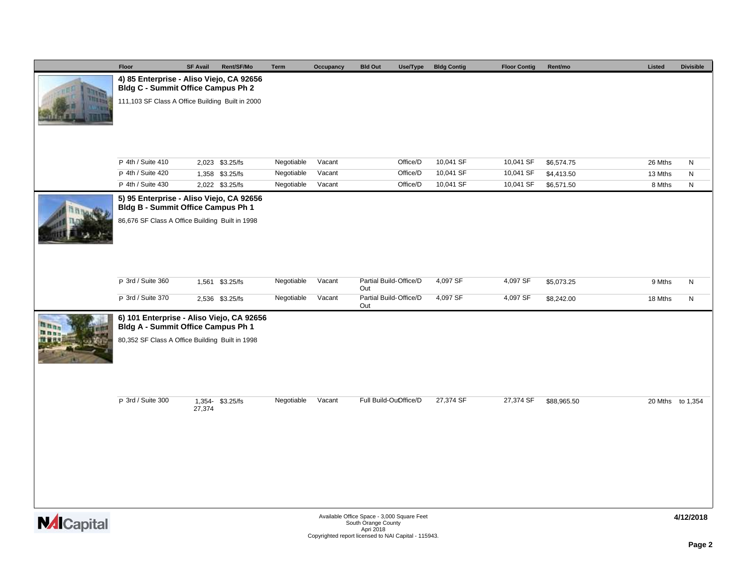| Floor | SF Avail | Rent/SF/Mo | Term | Occupancy | Bld Out | Use/Type | Bldg Contig | Floor Contig | Rent/mo | Listed | Divisible |
|---|---|---|---|---|---|---|---|---|---|---|---|

**4) 85 Enterprise - Aliso Viejo, CA 92656**
**Bldg C - Summit Office Campus Ph 2**

111,103 SF Class A Office Building Built in 2000

| Floor | SF Avail | Rent/SF/Mo | Term | Occupancy | Bld Out | Use/Type | Bldg Contig | Floor Contig | Rent/mo | Listed | Divisible |
|---|---|---|---|---|---|---|---|---|---|---|---|
| P 4th / Suite 410 | 2,023 | $3.25/fs | Negotiable | Vacant | | Office/D | 10,041 SF | 10,041 SF | $6,574.75 | 26 Mths | N |
| P 4th / Suite 420 | 1,358 | $3.25/fs | Negotiable | Vacant | | Office/D | 10,041 SF | 10,041 SF | $4,413.50 | 13 Mths | N |
| P 4th / Suite 430 | 2,022 | $3.25/fs | Negotiable | Vacant | | Office/D | 10,041 SF | 10,041 SF | $6,571.50 | 8 Mths | N |

**5) 95 Enterprise - Aliso Viejo, CA 92656**
**Bldg B - Summit Office Campus Ph 1**

86,676 SF Class A Office Building Built in 1998

| Floor | SF Avail | Rent/SF/Mo | Term | Occupancy | Bld Out | Use/Type | Bldg Contig | Floor Contig | Rent/mo | Listed | Divisible |
|---|---|---|---|---|---|---|---|---|---|---|---|
| P 3rd / Suite 360 | 1,561 | $3.25/fs | Negotiable | Vacant | Partial Build-Out | Office/D | 4,097 SF | 4,097 SF | $5,073.25 | 9 Mths | N |
| P 3rd / Suite 370 | 2,536 | $3.25/fs | Negotiable | Vacant | Partial Build-Out | Office/D | 4,097 SF | 4,097 SF | $8,242.00 | 18 Mths | N |

**6) 101 Enterprise - Aliso Viejo, CA 92656**
**Bldg A - Summit Office Campus Ph 1**

80,352 SF Class A Office Building Built in 1998

| Floor | SF Avail | Rent/SF/Mo | Term | Occupancy | Bld Out | Use/Type | Bldg Contig | Floor Contig | Rent/mo | Listed | Divisible |
|---|---|---|---|---|---|---|---|---|---|---|---|
| P 3rd / Suite 300 | 1,354-27,374 | $3.25/fs | Negotiable | Vacant | Full Build-Out | Office/D | 27,374 SF | 27,374 SF | $88,965.50 | 20 Mths | to 1,354 |

Available Office Space - 3,000 Square Feet
South Orange County
Apri 2018
Copyrighted report licensed to NAI Capital - 115943.

4/12/2018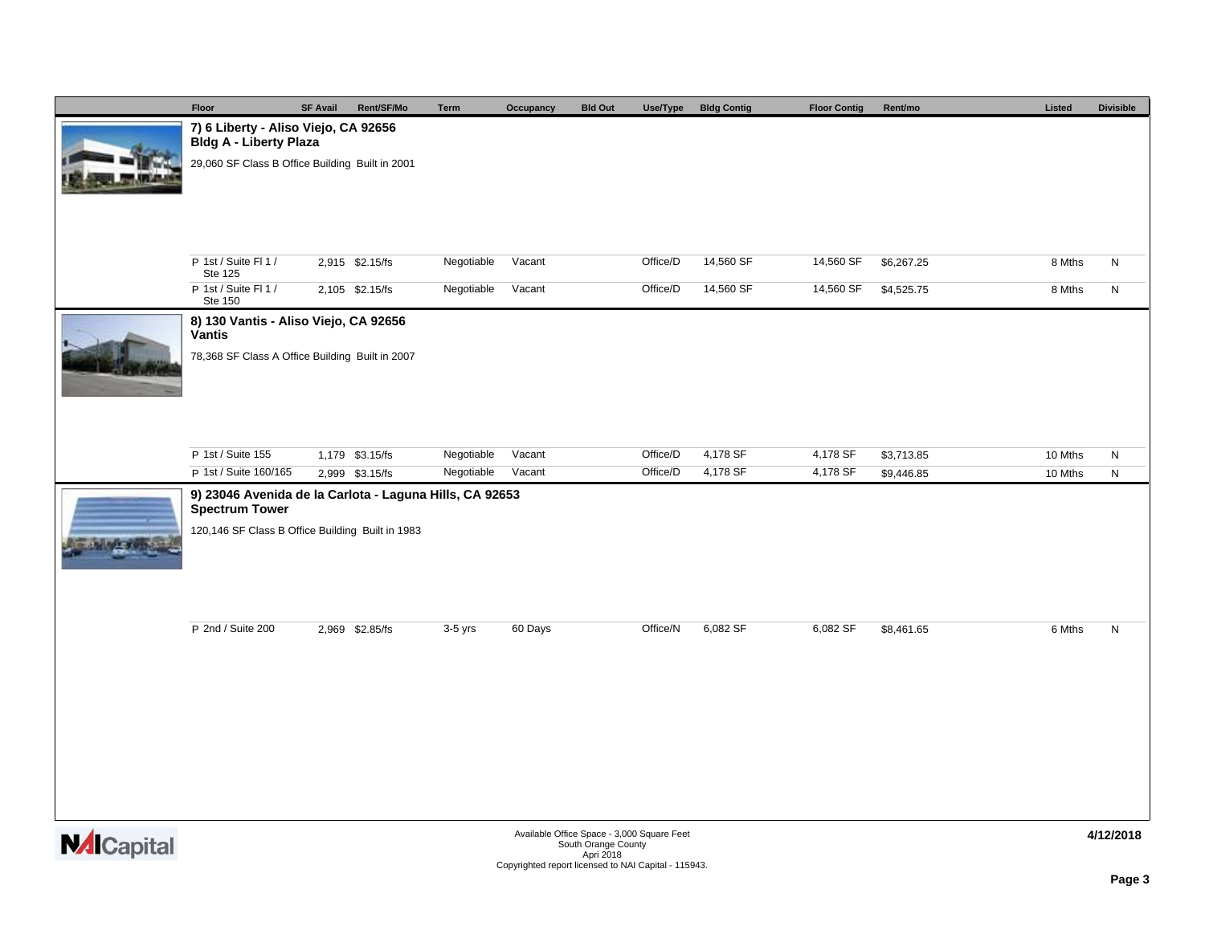| Floor | SF Avail | Rent/SF/Mo | Term | Occupancy | Bld Out | Use/Type | Bldg Contig | Floor Contig | Rent/mo | Listed | Divisible |
|---|---|---|---|---|---|---|---|---|---|---|---|

## 7) 6 Liberty - Aliso Viejo, CA 92656
### Bldg A - Liberty Plaza

29,060 SF Class B Office Building Built in 2001

| Floor | SF Avail | Rent/SF/Mo | Term | Occupancy | Bld Out | Use/Type | Bldg Contig | Floor Contig | Rent/mo | Listed | Divisible |
|---|---|---|---|---|---|---|---|---|---|---|---|
| P 1st / Suite Fl 1 / Ste 125 | 2,915 | $2.15/fs | Negotiable | Vacant | | Office/D | 14,560 SF | 14,560 SF | $6,267.25 | 8 Mths | N |
| P 1st / Suite Fl 1 / Ste 150 | 2,105 | $2.15/fs | Negotiable | Vacant | | Office/D | 14,560 SF | 14,560 SF | $4,525.75 | 8 Mths | N |

## 8) 130 Vantis - Aliso Viejo, CA 92656
### Vantis

78,368 SF Class A Office Building Built in 2007

| Floor | SF Avail | Rent/SF/Mo | Term | Occupancy | Bld Out | Use/Type | Bldg Contig | Floor Contig | Rent/mo | Listed | Divisible |
|---|---|---|---|---|---|---|---|---|---|---|---|
| P 1st / Suite 155 | 1,179 | $3.15/fs | Negotiable | Vacant | | Office/D | 4,178 SF | 4,178 SF | $3,713.85 | 10 Mths | N |
| P 1st / Suite 160/165 | 2,999 | $3.15/fs | Negotiable | Vacant | | Office/D | 4,178 SF | 4,178 SF | $9,446.85 | 10 Mths | N |

## 9) 23046 Avenida de la Carlota - Laguna Hills, CA 92653
### Spectrum Tower

120,146 SF Class B Office Building Built in 1983

| Floor | SF Avail | Rent/SF/Mo | Term | Occupancy | Bld Out | Use/Type | Bldg Contig | Floor Contig | Rent/mo | Listed | Divisible |
|---|---|---|---|---|---|---|---|---|---|---|---|
| P 2nd / Suite 200 | 2,969 | $2.85/fs | 3-5 yrs | 60 Days | | Office/N | 6,082 SF | 6,082 SF | $8,461.65 | 6 Mths | N |

Available Office Space - 3,000 Square Feet
South Orange County
Apri 2018
Copyrighted report licensed to NAI Capital - 115943.

4/12/2018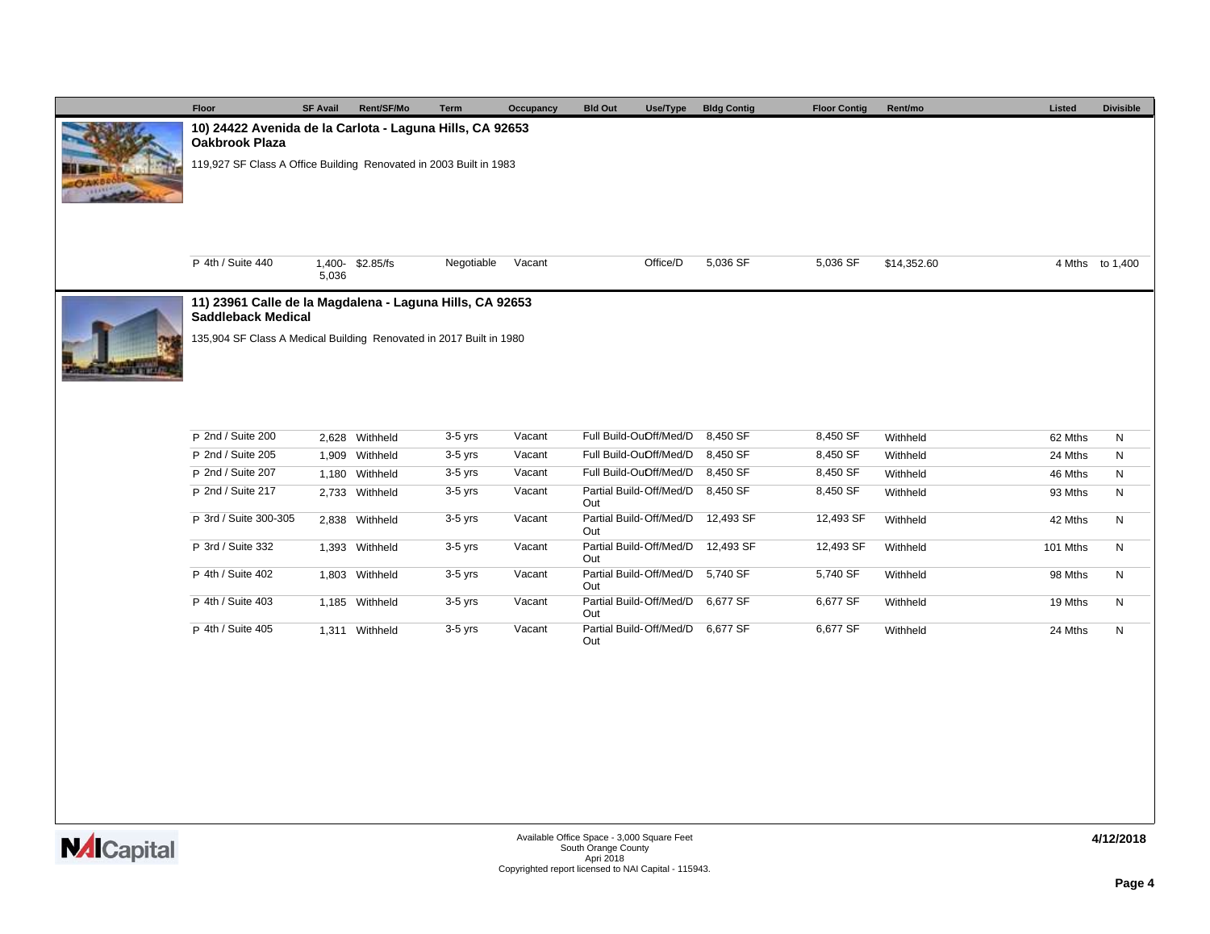| Floor | SF Avail | Rent/SF/Mo | Term | Occupancy | Bld Out | Use/Type | Bldg Contig | Floor Contig | Rent/mo | Listed | Divisible |
|---|---|---|---|---|---|---|---|---|---|---|---|

### 10) 24422 Avenida de la Carlota - Laguna Hills, CA 92653

**Oakbrook Plaza**

119,927 SF Class A Office Building Renovated in 2003 Built in 1983

| Floor | SF Avail | Rent/SF/Mo | Term | Occupancy | Bld Out | Use/Type | Bldg Contig | Floor Contig | Rent/mo | Listed | Divisible |
|---|---|---|---|---|---|---|---|---|---|---|---|
| P 4th / Suite 440 | 1,400-5,036 | $2.85/fs | Negotiable | Vacant | | Office/D | 5,036 SF | 5,036 SF | $14,352.60 | 4 Mths | to 1,400 |

### 11) 23961 Calle de la Magdalena - Laguna Hills, CA 92653

**Saddleback Medical**

135,904 SF Class A Medical Building Renovated in 2017 Built in 1980

| Floor | SF Avail | Rent/SF/Mo | Term | Occupancy | Bld Out | Use/Type | Bldg Contig | Floor Contig | Rent/mo | Listed | Divisible |
|---|---|---|---|---|---|---|---|---|---|---|---|
| P 2nd / Suite 200 | 2,628 | Withheld | 3-5 yrs | Vacant | Full Build-Out | Off/Med/D | 8,450 SF | 8,450 SF | Withheld | 62 Mths | N |
| P 2nd / Suite 205 | 1,909 | Withheld | 3-5 yrs | Vacant | Full Build-Out | Off/Med/D | 8,450 SF | 8,450 SF | Withheld | 24 Mths | N |
| P 2nd / Suite 207 | 1,180 | Withheld | 3-5 yrs | Vacant | Full Build-Out | Off/Med/D | 8,450 SF | 8,450 SF | Withheld | 46 Mths | N |
| P 2nd / Suite 217 | 2,733 | Withheld | 3-5 yrs | Vacant | Partial Build-Out | Off/Med/D | 8,450 SF | 8,450 SF | Withheld | 93 Mths | N |
| P 3rd / Suite 300-305 | 2,838 | Withheld | 3-5 yrs | Vacant | Partial Build-Out | Off/Med/D | 12,493 SF | 12,493 SF | Withheld | 42 Mths | N |
| P 3rd / Suite 332 | 1,393 | Withheld | 3-5 yrs | Vacant | Partial Build-Out | Off/Med/D | 12,493 SF | 12,493 SF | Withheld | 101 Mths | N |
| P 4th / Suite 402 | 1,803 | Withheld | 3-5 yrs | Vacant | Partial Build-Out | Off/Med/D | 5,740 SF | 5,740 SF | Withheld | 98 Mths | N |
| P 4th / Suite 403 | 1,185 | Withheld | 3-5 yrs | Vacant | Partial Build-Out | Off/Med/D | 6,677 SF | 6,677 SF | Withheld | 19 Mths | N |
| P 4th / Suite 405 | 1,311 | Withheld | 3-5 yrs | Vacant | Partial Build-Out | Off/Med/D | 6,677 SF | 6,677 SF | Withheld | 24 Mths | N |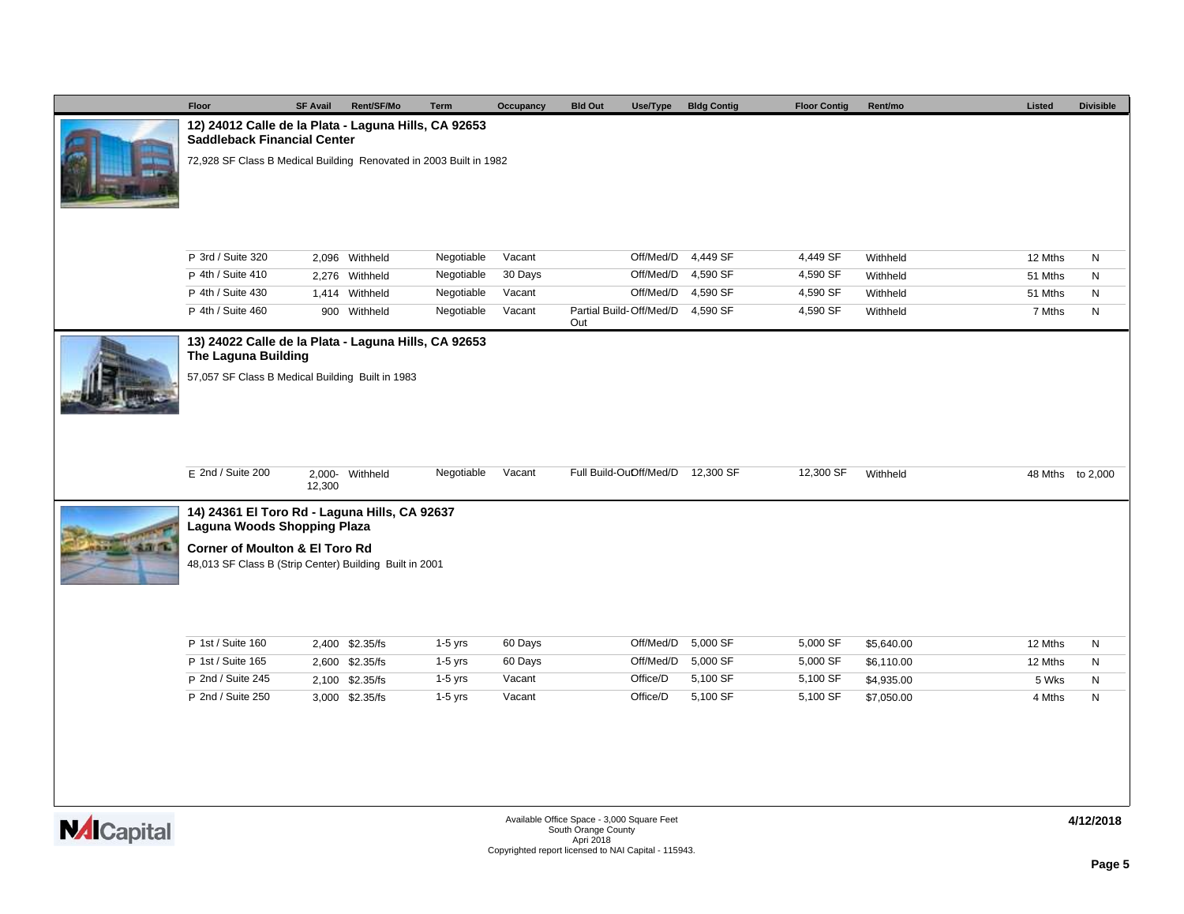| Floor | SF Avail | Rent/SF/Mo | Term | Occupancy | Bld Out | Use/Type | Bldg Contig | Floor Contig | Rent/mo | Listed | Divisible |
|---|---|---|---|---|---|---|---|---|---|---|---|

### 12) 24012 Calle de la Plata - Laguna Hills, CA 92653
**Saddleback Financial Center**

72,928 SF Class B Medical Building Renovated in 2003 Built in 1982

| Floor | SF Avail | Rent/SF/Mo | Term | Occupancy | Bld Out | Use/Type | Bldg Contig | Floor Contig | Rent/mo | Listed | Divisible |
|---|---|---|---|---|---|---|---|---|---|---|---|
| P 3rd / Suite 320 | 2,096 | Withheld | Negotiable | Vacant | | Off/Med/D | 4,449 SF | 4,449 SF | Withheld | 12 Mths | N |
| P 4th / Suite 410 | 2,276 | Withheld | Negotiable | 30 Days | | Off/Med/D | 4,590 SF | 4,590 SF | Withheld | 51 Mths | N |
| P 4th / Suite 430 | 1,414 | Withheld | Negotiable | Vacant | | Off/Med/D | 4,590 SF | 4,590 SF | Withheld | 51 Mths | N |
| P 4th / Suite 460 | 900 | Withheld | Negotiable | Vacant | Partial Build-Out | Off/Med/D | 4,590 SF | 4,590 SF | Withheld | 7 Mths | N |

### 13) 24022 Calle de la Plata - Laguna Hills, CA 92653
**The Laguna Building**

57,057 SF Class B Medical Building Built in 1983

| Floor | SF Avail | Rent/SF/Mo | Term | Occupancy | Bld Out | Use/Type | Bldg Contig | Floor Contig | Rent/mo | Listed | Divisible |
|---|---|---|---|---|---|---|---|---|---|---|---|
| E 2nd / Suite 200 | 2,000-12,300 | Withheld | Negotiable | Vacant | Full Build-Out | Off/Med/D | 12,300 SF | 12,300 SF | Withheld | 48 Mths | to 2,000 |

### 14) 24361 El Toro Rd - Laguna Hills, CA 92637
**Laguna Woods Shopping Plaza**

**Corner of Moulton & El Toro Rd**

48,013 SF Class B (Strip Center) Building Built in 2001

| Floor | SF Avail | Rent/SF/Mo | Term | Occupancy | Bld Out | Use/Type | Bldg Contig | Floor Contig | Rent/mo | Listed | Divisible |
|---|---|---|---|---|---|---|---|---|---|---|---|
| P 1st / Suite 160 | 2,400 | $2.35/fs | 1-5 yrs | 60 Days | | Off/Med/D | 5,000 SF | 5,000 SF | $5,640.00 | 12 Mths | N |
| P 1st / Suite 165 | 2,600 | $2.35/fs | 1-5 yrs | 60 Days | | Off/Med/D | 5,000 SF | 5,000 SF | $6,110.00 | 12 Mths | N |
| P 2nd / Suite 245 | 2,100 | $2.35/fs | 1-5 yrs | Vacant | | Office/D | 5,100 SF | 5,100 SF | $4,935.00 | 5 Wks | N |
| P 2nd / Suite 250 | 3,000 | $2.35/fs | 1-5 yrs | Vacant | | Office/D | 5,100 SF | 5,100 SF | $7,050.00 | 4 Mths | N |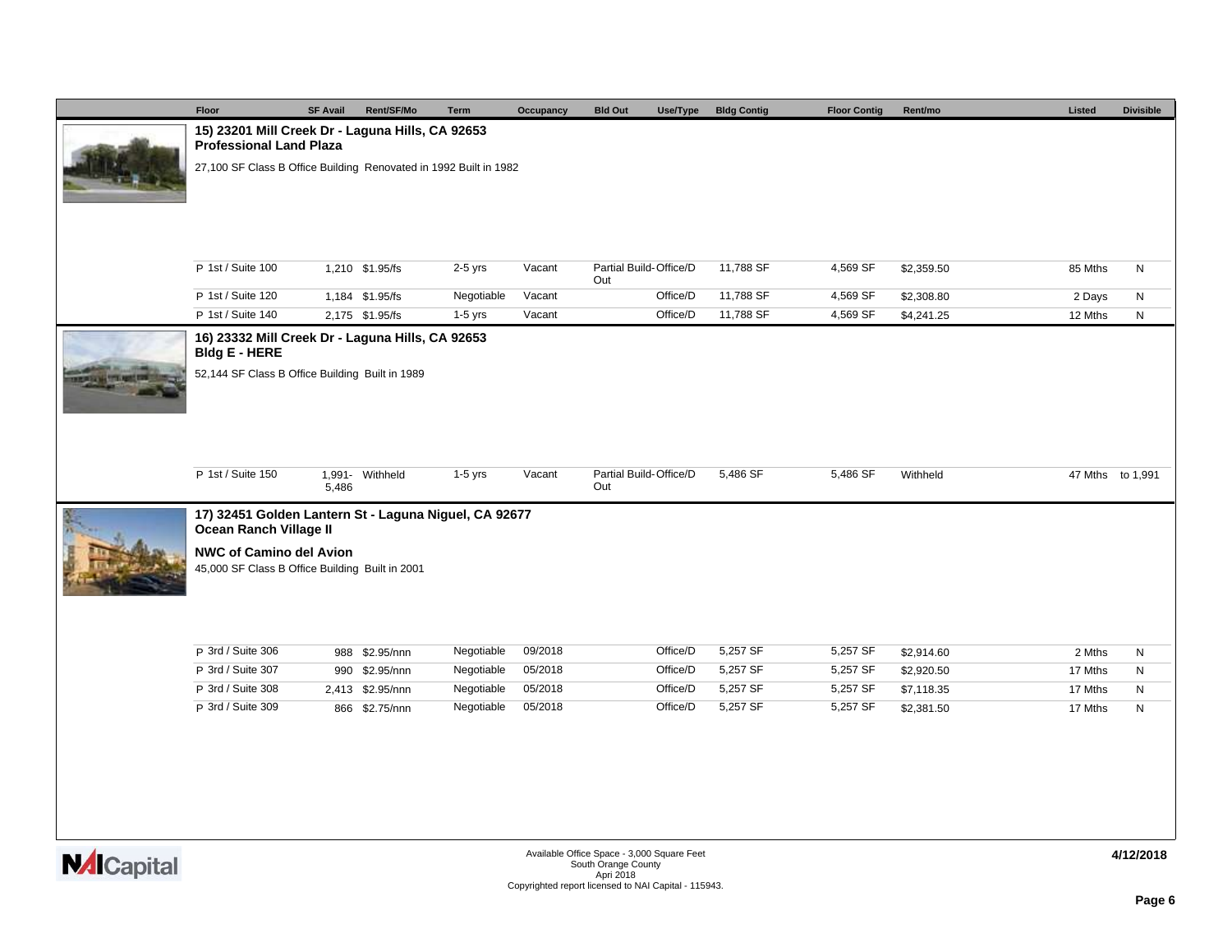| Floor | SF Avail | Rent/SF/Mo | Term | Occupancy | Bld Out | Use/Type | Bldg Contig | Floor Contig | Rent/mo | Listed | Divisible |
|---|---|---|---|---|---|---|---|---|---|---|---|

### 15) 23201 Mill Creek Dr - Laguna Hills, CA 92653
**Professional Land Plaza**

27,100 SF Class B Office Building Renovated in 1992 Built in 1982

| Floor | SF Avail | Rent/SF/Mo | Term | Occupancy | Bld Out | Use/Type | Bldg Contig | Floor Contig | Rent/mo | Listed | Divisible |
|---|---|---|---|---|---|---|---|---|---|---|---|
| P 1st / Suite 100 | 1,210 | $1.95/fs | 2-5 yrs | Vacant | Partial Build-Out | Office/D | 11,788 SF | 4,569 SF | $2,359.50 | 85 Mths | N |
| P 1st / Suite 120 | 1,184 | $1.95/fs | Negotiable | Vacant | | Office/D | 11,788 SF | 4,569 SF | $2,308.80 | 2 Days | N |
| P 1st / Suite 140 | 2,175 | $1.95/fs | 1-5 yrs | Vacant | | Office/D | 11,788 SF | 4,569 SF | $4,241.25 | 12 Mths | N |

### 16) 23332 Mill Creek Dr - Laguna Hills, CA 92653
**Bldg E - HERE**

52,144 SF Class B Office Building Built in 1989

| Floor | SF Avail | Rent/SF/Mo | Term | Occupancy | Bld Out | Use/Type | Bldg Contig | Floor Contig | Rent/mo | Listed | Divisible |
|---|---|---|---|---|---|---|---|---|---|---|---|
| P 1st / Suite 150 | 1,991- 5,486 | Withheld | 1-5 yrs | Vacant | Partial Build-Out | Office/D | 5,486 SF | 5,486 SF | Withheld | 47 Mths | to 1,991 |

### 17) 32451 Golden Lantern St - Laguna Niguel, CA 92677
**Ocean Ranch Village II**

**NWC of Camino del Avion**

45,000 SF Class B Office Building Built in 2001

| Floor | SF Avail | Rent/SF/Mo | Term | Occupancy | Bld Out | Use/Type | Bldg Contig | Floor Contig | Rent/mo | Listed | Divisible |
|---|---|---|---|---|---|---|---|---|---|---|---|
| P 3rd / Suite 306 | 988 | $2.95/nnn | Negotiable | 09/2018 | | Office/D | 5,257 SF | 5,257 SF | $2,914.60 | 2 Mths | N |
| P 3rd / Suite 307 | 990 | $2.95/nnn | Negotiable | 05/2018 | | Office/D | 5,257 SF | 5,257 SF | $2,920.50 | 17 Mths | N |
| P 3rd / Suite 308 | 2,413 | $2.95/nnn | Negotiable | 05/2018 | | Office/D | 5,257 SF | 5,257 SF | $7,118.35 | 17 Mths | N |
| P 3rd / Suite 309 | 866 | $2.75/nnn | Negotiable | 05/2018 | | Office/D | 5,257 SF | 5,257 SF | $2,381.50 | 17 Mths | N |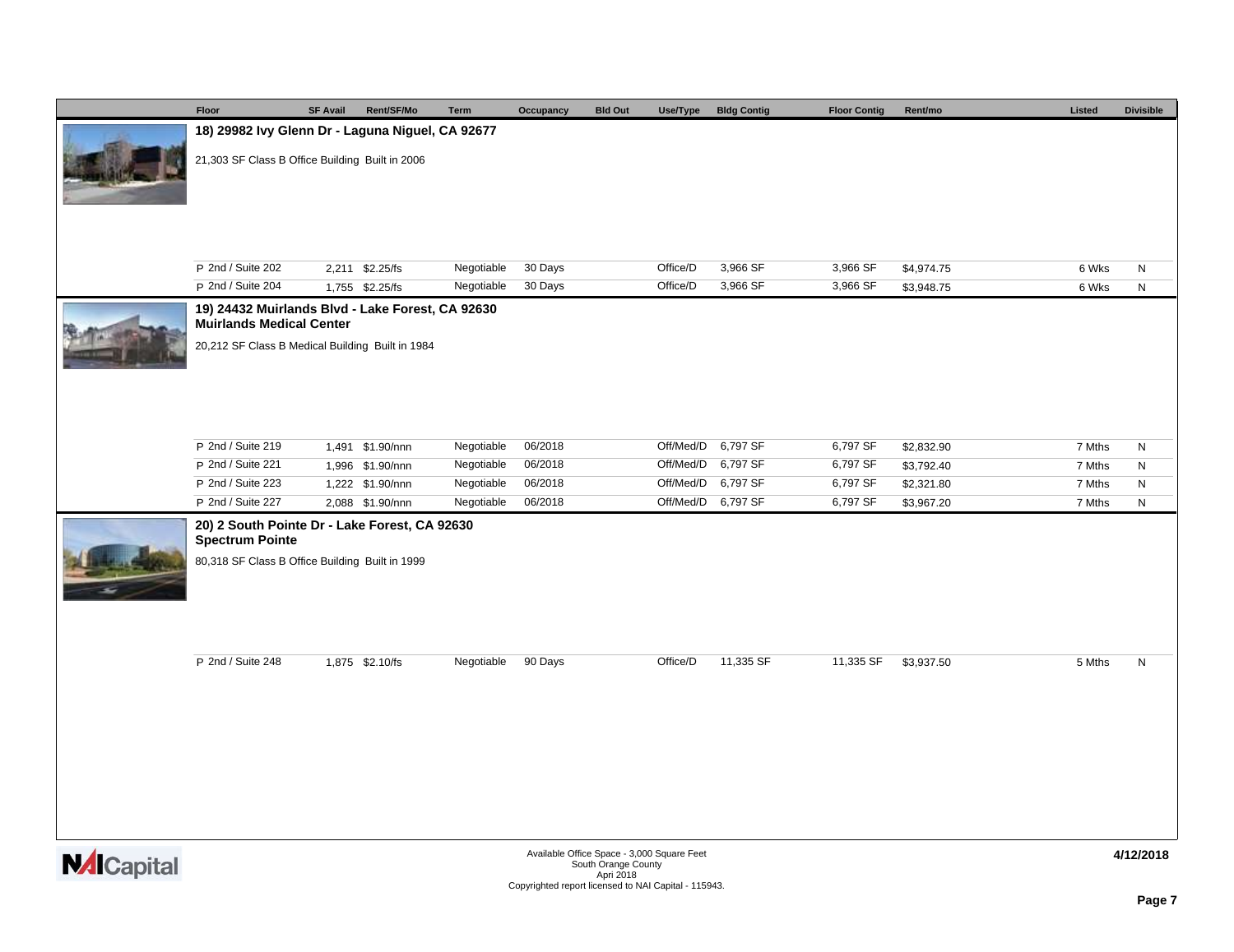| Floor | SF Avail | Rent/SF/Mo | Term | Occupancy | Bld Out | Use/Type | Bldg Contig | Floor Contig | Rent/mo | Listed | Divisible |
|---|---|---|---|---|---|---|---|---|---|---|---|

## 18) 29982 Ivy Glenn Dr - Laguna Niguel, CA 92677

21,303 SF Class B Office Building Built in 2006

| Floor | SF Avail | Rent/SF/Mo | Term | Occupancy | Bld Out | Use/Type | Bldg Contig | Floor Contig | Rent/mo | Listed | Divisible |
|---|---|---|---|---|---|---|---|---|---|---|---|
| P 2nd / Suite 202 | 2,211 | $2.25/fs | Negotiable | 30 Days | | Office/D | 3,966 SF | 3,966 SF | $4,974.75 | 6 Wks | N |
| P 2nd / Suite 204 | 1,755 | $2.25/fs | Negotiable | 30 Days | | Office/D | 3,966 SF | 3,966 SF | $3,948.75 | 6 Wks | N |

## 19) 24432 Muirlands Blvd - Lake Forest, CA 92630
**Muirlands Medical Center**

20,212 SF Class B Medical Building Built in 1984

| Floor | SF Avail | Rent/SF/Mo | Term | Occupancy | Bld Out | Use/Type | Bldg Contig | Floor Contig | Rent/mo | Listed | Divisible |
|---|---|---|---|---|---|---|---|---|---|---|---|
| P 2nd / Suite 219 | 1,491 | $1.90/nnn | Negotiable | 06/2018 | | Off/Med/D | 6,797 SF | 6,797 SF | $2,832.90 | 7 Mths | N |
| P 2nd / Suite 221 | 1,996 | $1.90/nnn | Negotiable | 06/2018 | | Off/Med/D | 6,797 SF | 6,797 SF | $3,792.40 | 7 Mths | N |
| P 2nd / Suite 223 | 1,222 | $1.90/nnn | Negotiable | 06/2018 | | Off/Med/D | 6,797 SF | 6,797 SF | $2,321.80 | 7 Mths | N |
| P 2nd / Suite 227 | 2,088 | $1.90/nnn | Negotiable | 06/2018 | | Off/Med/D | 6,797 SF | 6,797 SF | $3,967.20 | 7 Mths | N |

## 20) 2 South Pointe Dr - Lake Forest, CA 92630
**Spectrum Pointe**

80,318 SF Class B Office Building Built in 1999

| Floor | SF Avail | Rent/SF/Mo | Term | Occupancy | Bld Out | Use/Type | Bldg Contig | Floor Contig | Rent/mo | Listed | Divisible |
|---|---|---|---|---|---|---|---|---|---|---|---|
| P 2nd / Suite 248 | 1,875 | $2.10/fs | Negotiable | 90 Days | | Office/D | 11,335 SF | 11,335 SF | $3,937.50 | 5 Mths | N |

Available Office Space - 3,000 Square Feet
South Orange County
Apri 2018
Copyrighted report licensed to NAI Capital - 115943.

4/12/2018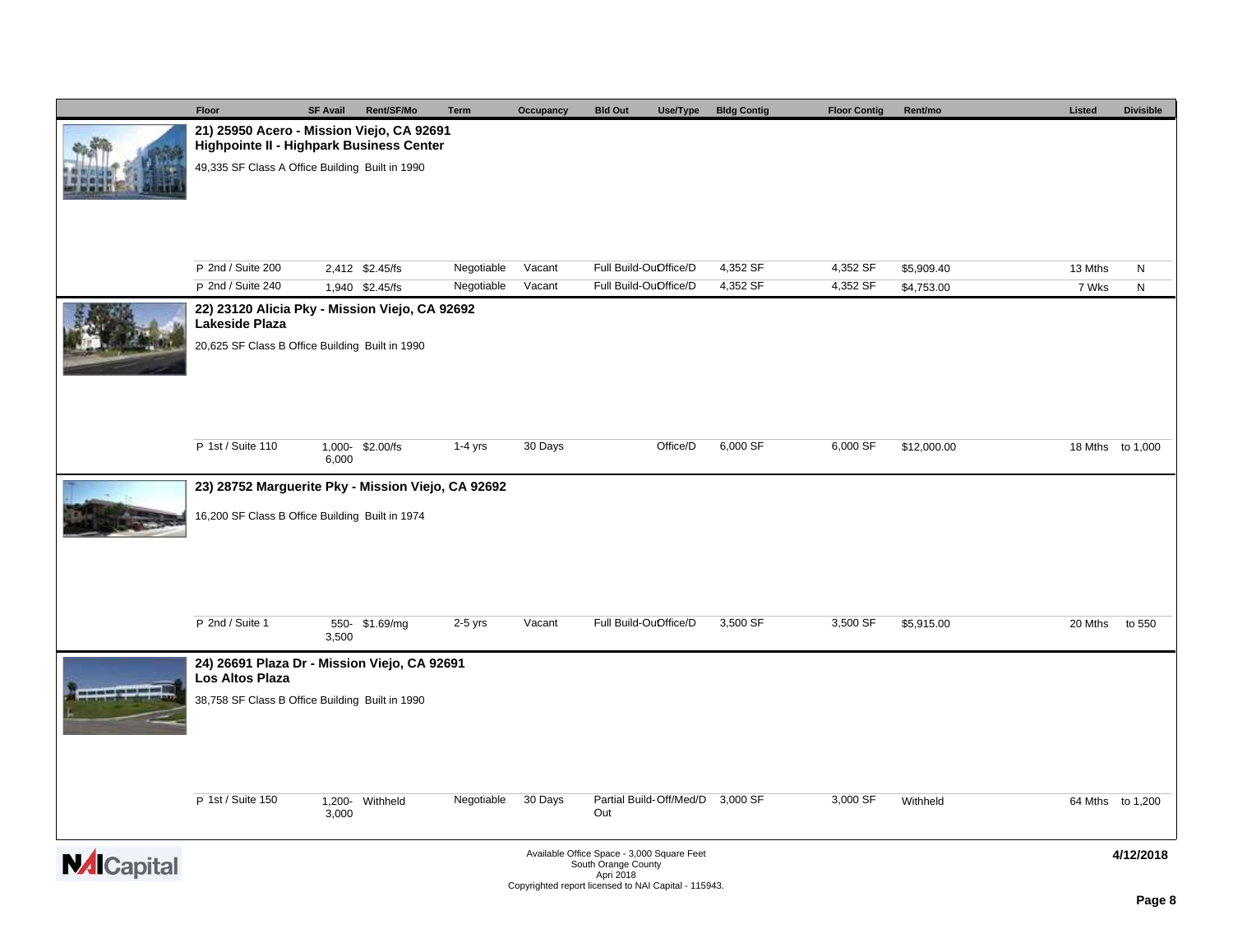| Floor | SF Avail | Rent/SF/Mo | Term | Occupancy | Bld Out | Use/Type | Bldg Contig | Floor Contig | Rent/mo | Listed | Divisible |
|---|---|---|---|---|---|---|---|---|---|---|---|

**21) 25950 Acero - Mission Viejo, CA 92691**
**Highpointe II - Highpark Business Center**

49,335 SF Class A Office Building Built in 1990

| Floor | SF Avail | Rent/SF/Mo | Term | Occupancy | Bld Out | Use/Type | Bldg Contig | Floor Contig | Rent/mo | Listed | Divisible |
|---|---|---|---|---|---|---|---|---|---|---|---|
| P 2nd / Suite 200 | 2,412 | $2.45/fs | Negotiable | Vacant | Full Build-Out | Office/D | 4,352 SF | 4,352 SF | $5,909.40 | 13 Mths | N |
| P 2nd / Suite 240 | 1,940 | $2.45/fs | Negotiable | Vacant | Full Build-Out | Office/D | 4,352 SF | 4,352 SF | $4,753.00 | 7 Wks | N |

**22) 23120 Alicia Pky - Mission Viejo, CA 92692**
**Lakeside Plaza**

20,625 SF Class B Office Building Built in 1990

| Floor | SF Avail | Rent/SF/Mo | Term | Occupancy | Bld Out | Use/Type | Bldg Contig | Floor Contig | Rent/mo | Listed | Divisible |
|---|---|---|---|---|---|---|---|---|---|---|---|
| P 1st / Suite 110 | 1,000- 6,000 | $2.00/fs | 1-4 yrs | 30 Days | | Office/D | 6,000 SF | 6,000 SF | $12,000.00 | 18 Mths | to 1,000 |

**23) 28752 Marguerite Pky - Mission Viejo, CA 92692**

16,200 SF Class B Office Building Built in 1974

| Floor | SF Avail | Rent/SF/Mo | Term | Occupancy | Bld Out | Use/Type | Bldg Contig | Floor Contig | Rent/mo | Listed | Divisible |
|---|---|---|---|---|---|---|---|---|---|---|---|
| P 2nd / Suite 1 | 550- 3,500 | $1.69/mg | 2-5 yrs | Vacant | Full Build-Out | Office/D | 3,500 SF | 3,500 SF | $5,915.00 | 20 Mths | to 550 |

**24) 26691 Plaza Dr - Mission Viejo, CA 92691**
**Los Altos Plaza**

38,758 SF Class B Office Building Built in 1990

| Floor | SF Avail | Rent/SF/Mo | Term | Occupancy | Bld Out | Use/Type | Bldg Contig | Floor Contig | Rent/mo | Listed | Divisible |
|---|---|---|---|---|---|---|---|---|---|---|---|
| P 1st / Suite 150 | 1,200- 3,000 | Withheld | Negotiable | 30 Days | Partial Build-Out | Off/Med/D | 3,000 SF | 3,000 SF | Withheld | 64 Mths | to 1,200 |

Available Office Space - 3,000 Square Feet
South Orange County
Apri 2018
Copyrighted report licensed to NAI Capital - 115943.

4/12/2018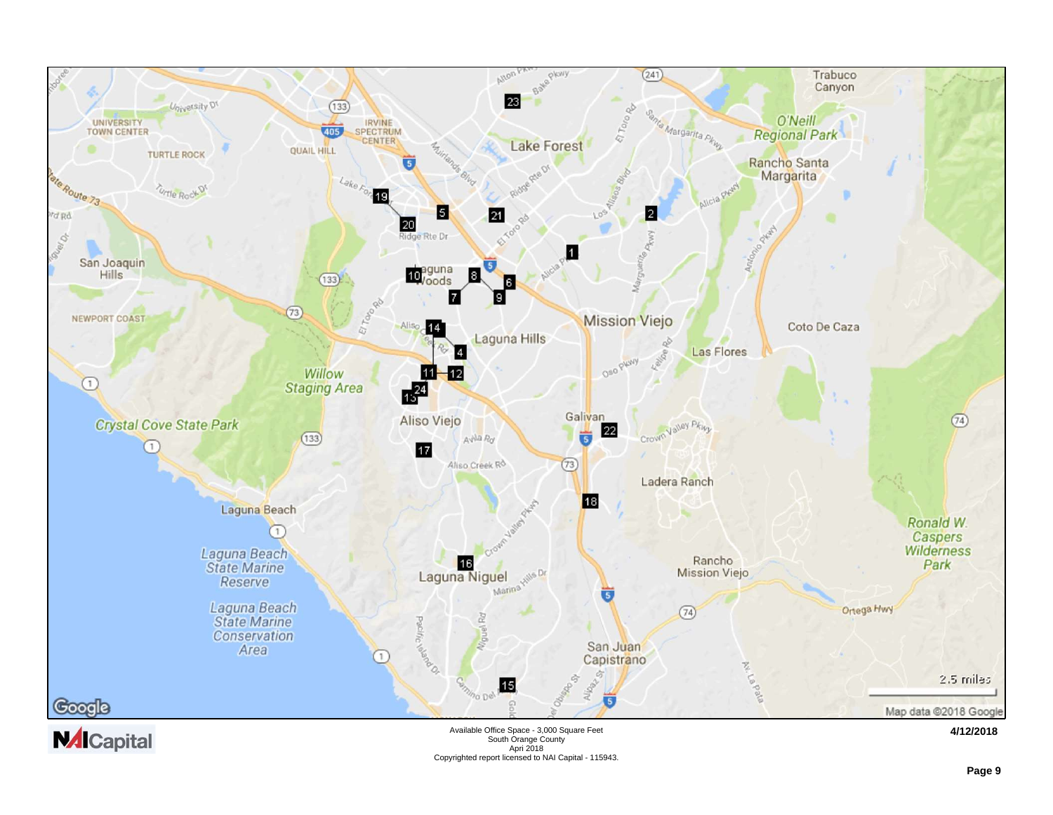Available Office Space - 3,000 Square Feet
South Orange County
Apri 2018
Copyrighted report licensed to NAI Capital - 115943.

**4/12/2018**